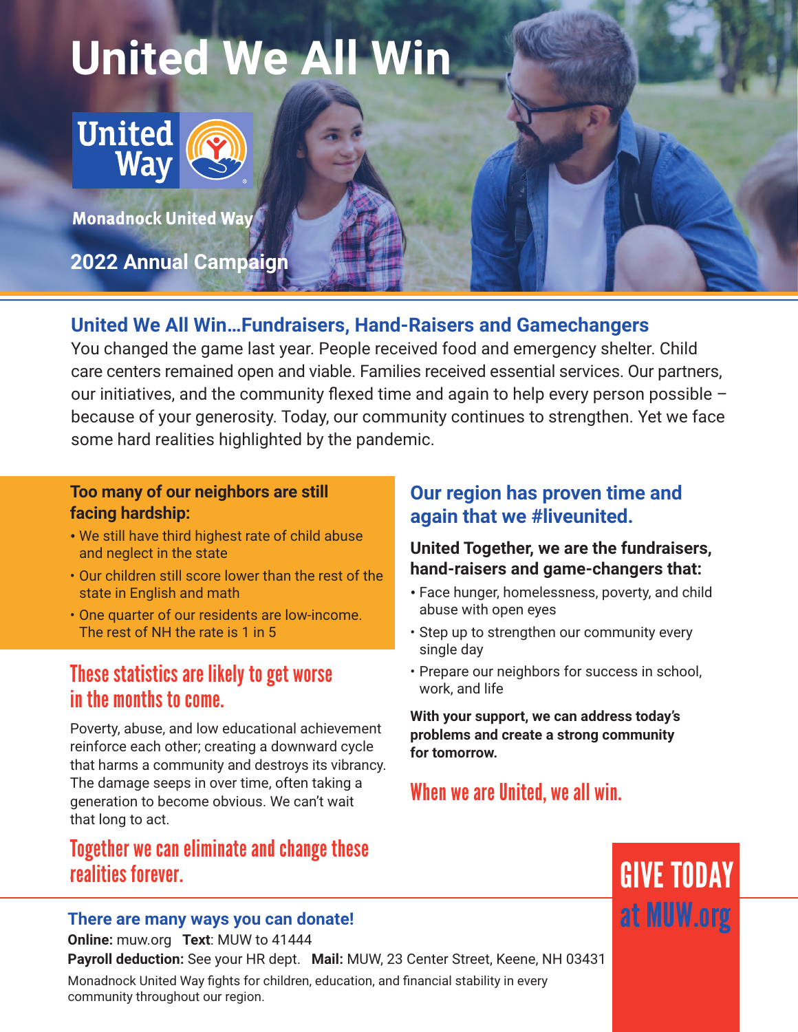# United We All Win

United Way

Monadnock United Way

2022 Annual Campaign

## United We All Win…Fundraisers, Hand-Raisers and Gamechangers

You changed the game last year. People received food and emergency shelter. Child care centers remained open and viable. Families received essential services. Our partners, our initiatives, and the community flexed time and again to help every person possible – because of your generosity. Today, our community continues to strengthen. Yet we face some hard realities highlighted by the pandemic.

**Too many of our neighbors are still facing hardship:**

- We still have third highest rate of child abuse and neglect in the state
- Our children still score lower than the rest of the state in English and math
- One quarter of our residents are low-income. The rest of NH the rate is 1 in 5

### These statistics are likely to get worse in the months to come.

Poverty, abuse, and low educational achievement reinforce each other; creating a downward cycle that harms a community and destroys its vibrancy. The damage seeps in over time, often taking a generation to become obvious. We can't wait that long to act.

### Together we can eliminate and change these realities forever.

## Our region has proven time and again that we #liveunited.

**United Together, we are the fundraisers, hand-raisers and game-changers that:**

- Face hunger, homelessness, poverty, and child abuse with open eyes
- Step up to strengthen our community every single day
- Prepare our neighbors for success in school, work, and life

**With your support, we can address today's problems and create a strong community for tomorrow.**

### When we are United, we all win.

## There are many ways you can donate!

**Online:** muw.org **Text**: MUW to 41444

**Payroll deduction:** See your HR dept. **Mail:** MUW, 23 Center Street, Keene, NH 03431

Monadnock United Way fights for children, education, and financial stability in every community throughout our region.

**GIVE TODAY at MUW.org**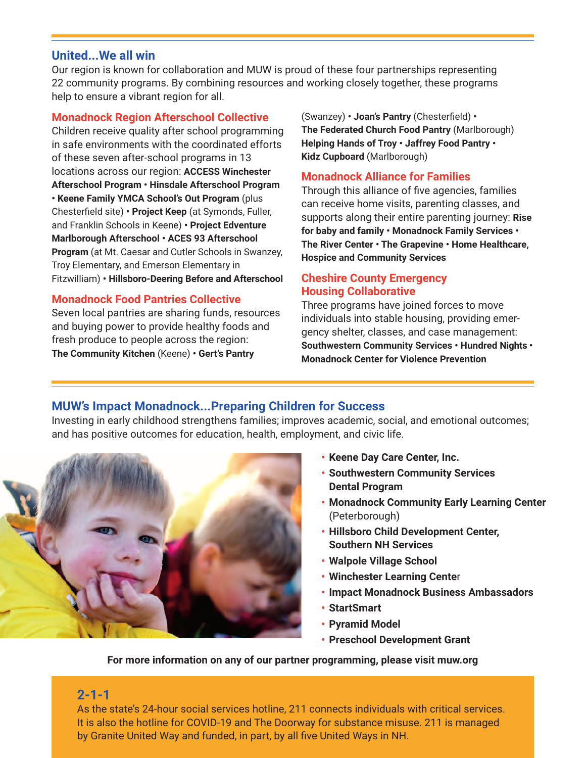## United...We all win

Our region is known for collaboration and MUW is proud of these four partnerships representing 22 community programs. By combining resources and working closely together, these programs help to ensure a vibrant region for all.

### Monadnock Region Afterschool Collective

Children receive quality after school programming in safe environments with the coordinated efforts of these seven after-school programs in 13 locations across our region: **ACCESS Winchester Afterschool Program** • **Hinsdale Afterschool Program** • **Keene Family YMCA School's Out Program** (plus Chesterfield site) • **Project Keep** (at Symonds, Fuller, and Franklin Schools in Keene) • **Project Edventure Marlborough Afterschool** • **ACES 93 Afterschool Program** (at Mt. Caesar and Cutler Schools in Swanzey, Troy Elementary, and Emerson Elementary in Fitzwilliam) • **Hillsboro-Deering Before and Afterschool**

### Monadnock Food Pantries Collective

Seven local pantries are sharing funds, resources and buying power to provide healthy foods and fresh produce to people across the region: **The Community Kitchen** (Keene) • **Gert's Pantry** (Swanzey) • **Joan's Pantry** (Chesterfield) • **The Federated Church Food Pantry** (Marlborough) **Helping Hands of Troy** • **Jaffrey Food Pantry** • **Kidz Cupboard** (Marlborough)

### Monadnock Alliance for Families

Through this alliance of five agencies, families can receive home visits, parenting classes, and supports along their entire parenting journey: **Rise for baby and family** • **Monadnock Family Services** • **The River Center** • **The Grapevine** • **Home Healthcare, Hospice and Community Services**

### Cheshire County Emergency Housing Collaborative

Three programs have joined forces to move individuals into stable housing, providing emergency shelter, classes, and case management: **Southwestern Community Services** • **Hundred Nights** • **Monadnock Center for Violence Prevention**

## MUW's Impact Monadnock...Preparing Children for Success

Investing in early childhood strengthens families; improves academic, social, and emotional outcomes; and has positive outcomes for education, health, employment, and civic life.

- **Keene Day Care Center, Inc.**
- **Southwestern Community Services Dental Program**
- **Monadnock Community Early Learning Center** (Peterborough)
- **Hillsboro Child Development Center, Southern NH Services**
- **Walpole Village School**
- **Winchester Learning Center**
- **Impact Monadnock Business Ambassadors**
- **StartSmart**
- **Pyramid Model**
- **Preschool Development Grant**

**For more information on any of our partner programming, please visit muw.org**

## 2-1-1

As the state's 24-hour social services hotline, 211 connects individuals with critical services. It is also the hotline for COVID-19 and The Doorway for substance misuse. 211 is managed by Granite United Way and funded, in part, by all five United Ways in NH.